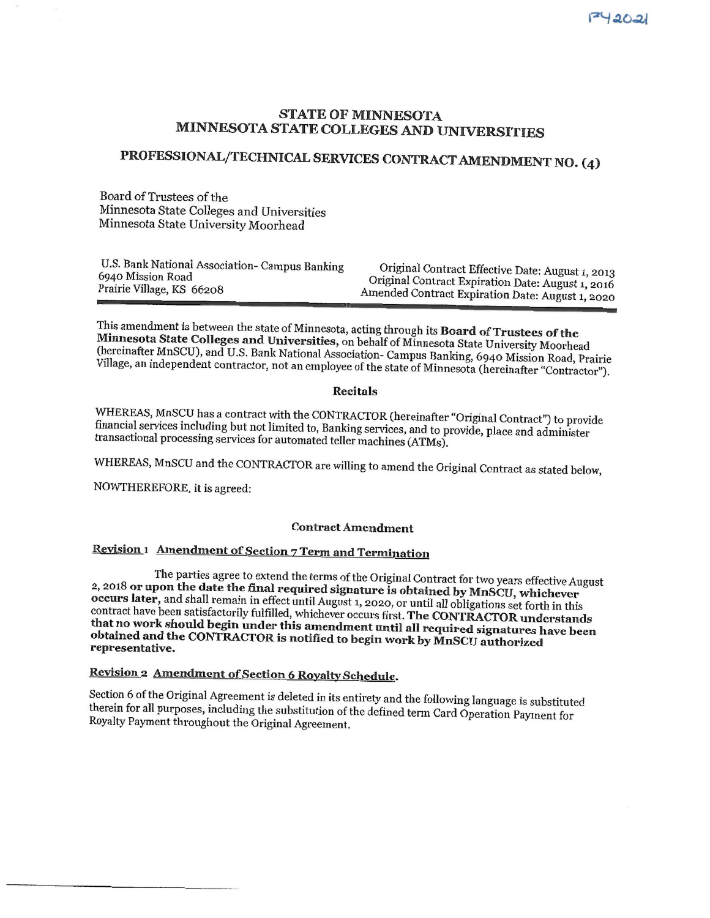P42021

# STATE OF MINNESOTA
# MINNESOTA STATE COLLEGES AND UNIVERSITIES

## PROFESSIONAL/TECHNICAL SERVICES CONTRACT AMENDMENT NO. (4)

Board of Trustees of the
Minnesota State Colleges and Universities
Minnesota State University Moorhead

U.S. Bank National Association- Campus Banking
6940 Mission Road
Prairie Village, KS 66208

Original Contract Effective Date: August 1, 2013
Original Contract Expiration Date: August 1, 2016
Amended Contract Expiration Date: August 1, 2020

---

This amendment is between the state of Minnesota, acting through its **Board of Trustees of the Minnesota State Colleges and Universities,** on behalf of Minnesota State University Moorhead (hereinafter MnSCU), and U.S. Bank National Association- Campus Banking, 6940 Mission Road, Prairie Village, an independent contractor, not an employee of the state of Minnesota (hereinafter "Contractor").

**Recitals**

WHEREAS, MnSCU has a contract with the CONTRACTOR (hereinafter "Original Contract") to provide financial services including but not limited to, Banking services, and to provide, place and administer transactional processing services for automated teller machines (ATMs).

WHEREAS, MnSCU and the CONTRACTOR are willing to amend the Original Contract as stated below,

NOWTHEREFORE, it is agreed:

**Contract Amendment**

**Revision 1 Amendment of Section 7 Term and Termination**

The parties agree to extend the terms of the Original Contract for two years effective August 2, 2018 **or upon the date the final required signature is obtained by MnSCU, whichever occurs later,** and shall remain in effect until August 1, 2020, or until all obligations set forth in this contract have been satisfactorily fulfilled, whichever occurs first. **The CONTRACTOR understands that no work should begin under this amendment until all required signatures have been obtained and the CONTRACTOR is notified to begin work by MnSCU authorized representative.**

**Revision 2 Amendment of Section 6 Royalty Schedule.**

Section 6 of the Original Agreement is deleted in its entirety and the following language is substituted therein for all purposes, including the substitution of the defined term Card Operation Payment for Royalty Payment throughout the Original Agreement.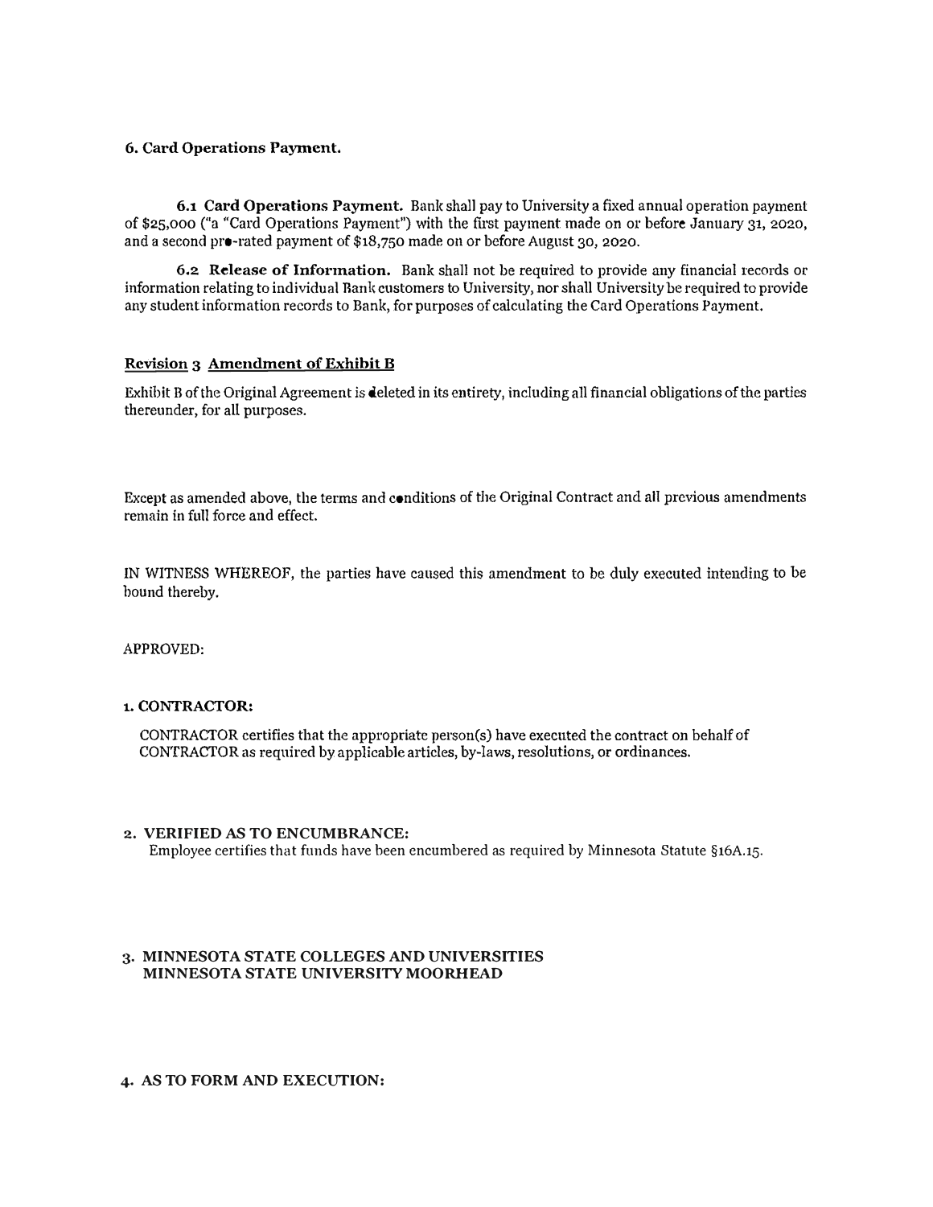### 6. Card Operations Payment.

**6.1 Card Operations Payment.** Bank shall pay to University a fixed annual operation payment of $25,000 ("a "Card Operations Payment") with the first payment made on or before January 31, 2020, and a second pro-rated payment of $18,750 made on or before August 30, 2020.

**6.2 Release of Information.** Bank shall not be required to provide any financial records or information relating to individual Bank customers to University, nor shall University be required to provide any student information records to Bank, for purposes of calculating the Card Operations Payment.

**Revision 3 Amendment of Exhibit B**

Exhibit B of the Original Agreement is deleted in its entirety, including all financial obligations of the parties thereunder, for all purposes.

Except as amended above, the terms and conditions of the Original Contract and all previous amendments remain in full force and effect.

IN WITNESS WHEREOF, the parties have caused this amendment to be duly executed intending to be bound thereby.

APPROVED:

**1. CONTRACTOR:**

CONTRACTOR certifies that the appropriate person(s) have executed the contract on behalf of CONTRACTOR as required by applicable articles, by-laws, resolutions, or ordinances.

**2. VERIFIED AS TO ENCUMBRANCE:**

Employee certifies that funds have been encumbered as required by Minnesota Statute §16A.15.

**3. MINNESOTA STATE COLLEGES AND UNIVERSITIES**
**MINNESOTA STATE UNIVERSITY MOORHEAD**

**4. AS TO FORM AND EXECUTION:**